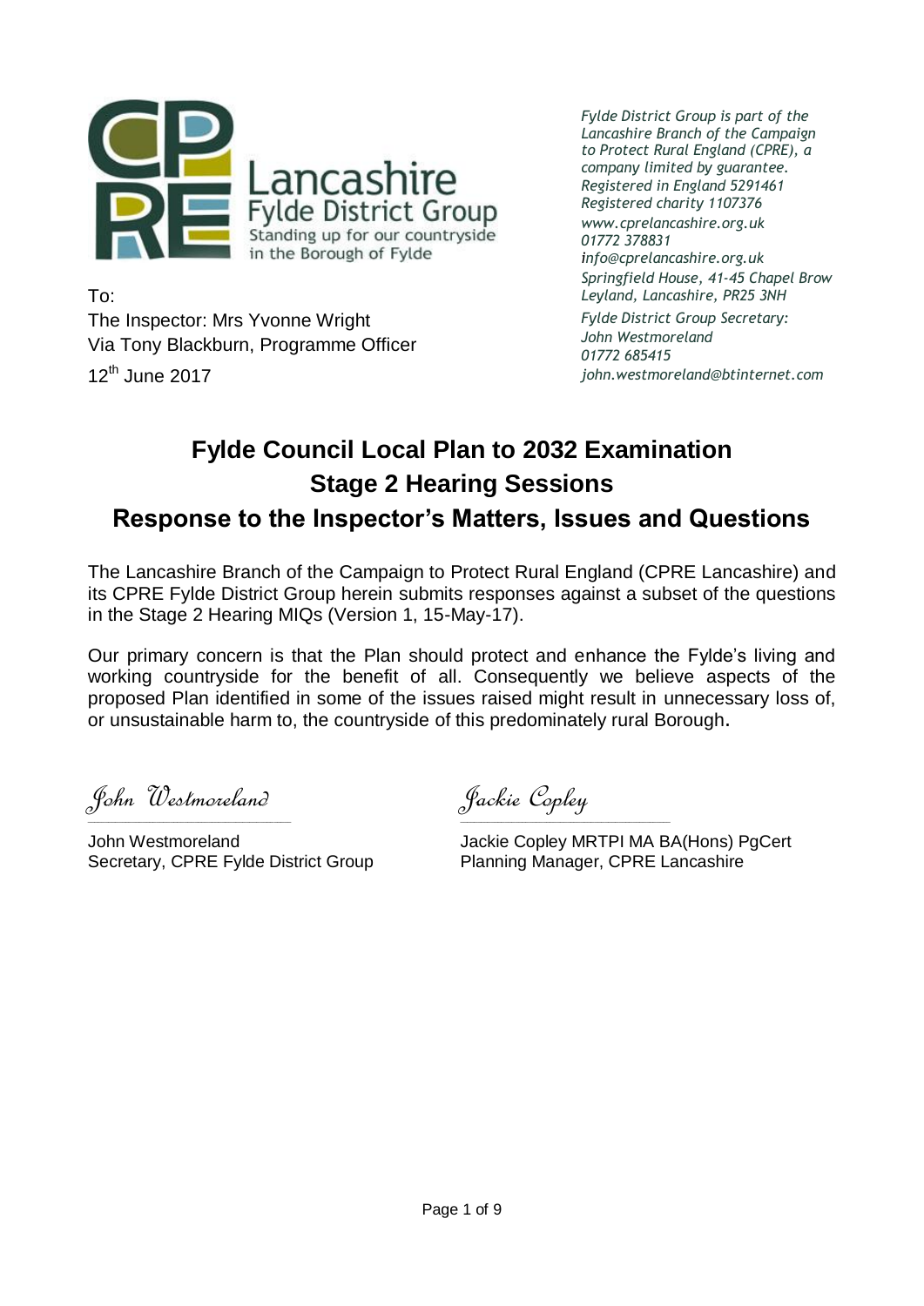Lancashire
Fylde District Group
Standing up for our countryside in the Borough of Fylde

*Fylde District Group is part of the Lancashire Branch of the Campaign to Protect Rural England (CPRE), a company limited by guarantee.*
*Registered in England 5291461*
*Registered charity 1107376*
*www.cprelancashire.org.uk*
*01772 378831*
*info@cprelancashire.org.uk*
*Springfield House, 41-45 Chapel Brow*
*Leyland, Lancashire, PR25 3NH*

*Fylde District Group Secretary:*
*John Westmoreland*
*01772 685415*
*john.westmoreland@btinternet.com*

To:
The Inspector: Mrs Yvonne Wright
Via Tony Blackburn, Programme Officer

12th June 2017

# Fylde Council Local Plan to 2032 Examination
# Stage 2 Hearing Sessions
# Response to the Inspector's Matters, Issues and Questions

The Lancashire Branch of the Campaign to Protect Rural England (CPRE Lancashire) and its CPRE Fylde District Group herein submits responses against a subset of the questions in the Stage 2 Hearing MIQs (Version 1, 15-May-17).

Our primary concern is that the Plan should protect and enhance the Fylde's living and working countryside for the benefit of all. Consequently we believe aspects of the proposed Plan identified in some of the issues raised might result in unnecessary loss of, or unsustainable harm to, the countryside of this predominately rural Borough.

*John Westmoreland*

John Westmoreland
Secretary, CPRE Fylde District Group

*Jackie Copley*

Jackie Copley MRTPI MA BA(Hons) PgCert
Planning Manager, CPRE Lancashire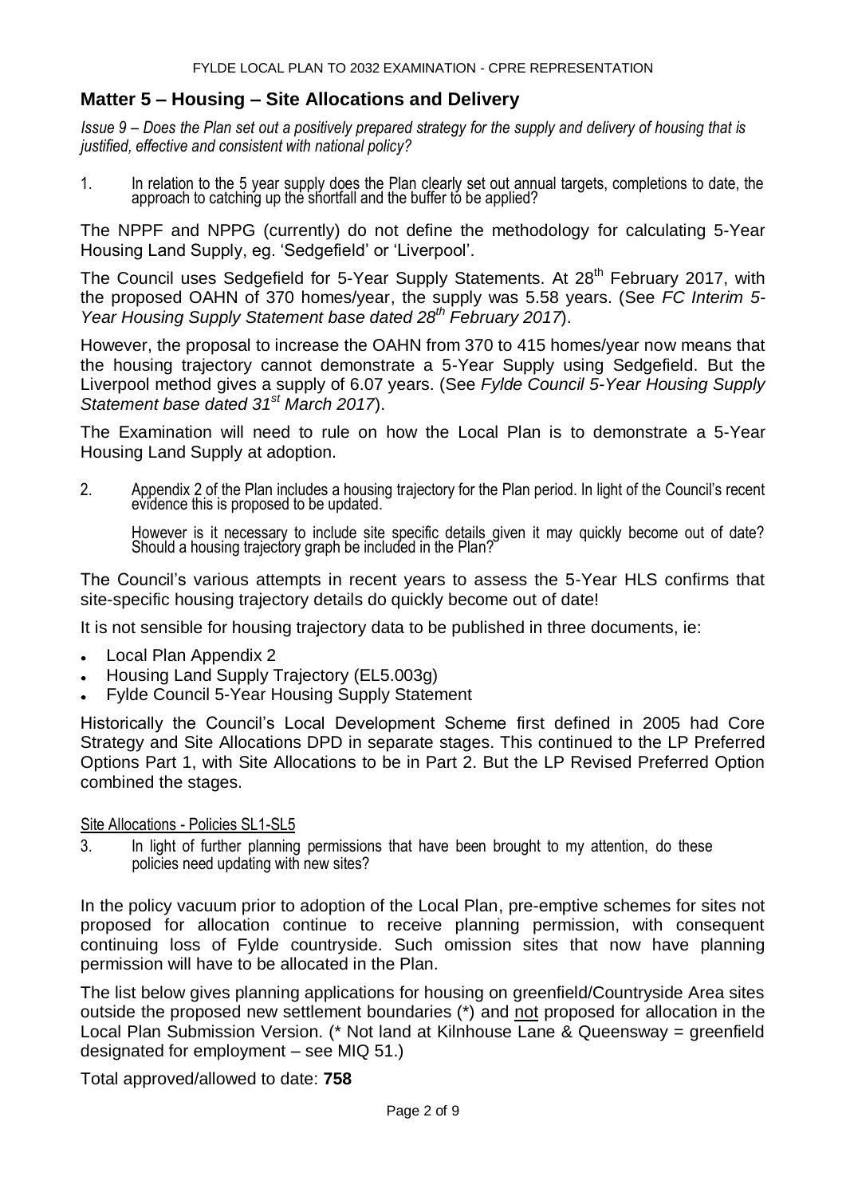## Matter 5 – Housing – Site Allocations and Delivery

*Issue 9 – Does the Plan set out a positively prepared strategy for the supply and delivery of housing that is justified, effective and consistent with national policy?*

1. In relation to the 5 year supply does the Plan clearly set out annual targets, completions to date, the approach to catching up the shortfall and the buffer to be applied?

The NPPF and NPPG (currently) do not define the methodology for calculating 5-Year Housing Land Supply, eg. 'Sedgefield' or 'Liverpool'.

The Council uses Sedgefield for 5-Year Supply Statements. At 28th February 2017, with the proposed OAHN of 370 homes/year, the supply was 5.58 years. (See *FC Interim 5-Year Housing Supply Statement base dated 28th February 2017*).

However, the proposal to increase the OAHN from 370 to 415 homes/year now means that the housing trajectory cannot demonstrate a 5-Year Supply using Sedgefield. But the Liverpool method gives a supply of 6.07 years. (See *Fylde Council 5-Year Housing Supply Statement base dated 31st March 2017*).

The Examination will need to rule on how the Local Plan is to demonstrate a 5-Year Housing Land Supply at adoption.

2. Appendix 2 of the Plan includes a housing trajectory for the Plan period. In light of the Council's recent evidence this is proposed to be updated.

   However is it necessary to include site specific details given it may quickly become out of date? Should a housing trajectory graph be included in the Plan?

The Council's various attempts in recent years to assess the 5-Year HLS confirms that site-specific housing trajectory details do quickly become out of date!

It is not sensible for housing trajectory data to be published in three documents, ie:

- Local Plan Appendix 2
- Housing Land Supply Trajectory (EL5.003g)
- Fylde Council 5-Year Housing Supply Statement

Historically the Council's Local Development Scheme first defined in 2005 had Core Strategy and Site Allocations DPD in separate stages. This continued to the LP Preferred Options Part 1, with Site Allocations to be in Part 2. But the LP Revised Preferred Option combined the stages.

<u>Site Allocations - Policies SL1-SL5</u>

3. In light of further planning permissions that have been brought to my attention, do these policies need updating with new sites?

In the policy vacuum prior to adoption of the Local Plan, pre-emptive schemes for sites not proposed for allocation continue to receive planning permission, with consequent continuing loss of Fylde countryside. Such omission sites that now have planning permission will have to be allocated in the Plan.

The list below gives planning applications for housing on greenfield/Countryside Area sites outside the proposed new settlement boundaries (*) and <u>not</u> proposed for allocation in the Local Plan Submission Version. (* Not land at Kilnhouse Lane & Queensway = greenfield designated for employment – see MIQ 51.)

Total approved/allowed to date: **758**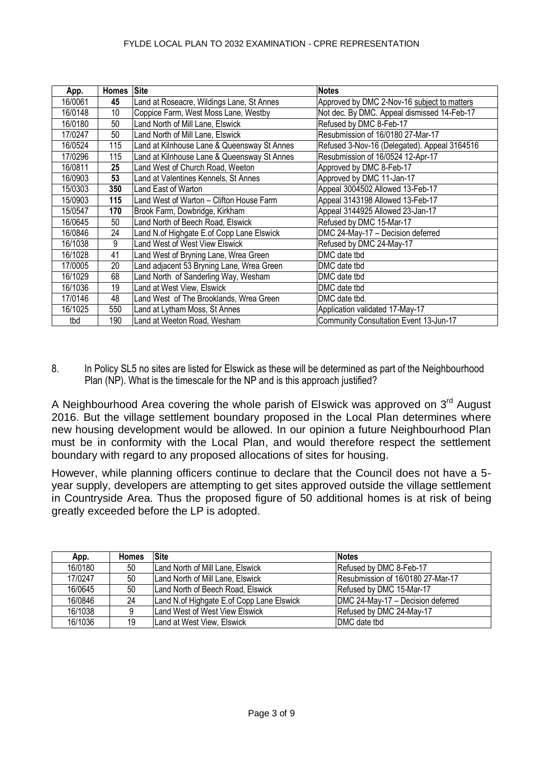| App. | Homes | Site | Notes |
|---|---|---|---|
| 16/0061 | **45** | Land at Roseacre, Wildings Lane, St Annes | Approved by DMC 2-Nov-16 subject to matters |
| 16/0148 | 10 | Coppice Farm, West Moss Lane, Westby | Not dec. By DMC. Appeal dismissed 14-Feb-17 |
| 16/0180 | 50 | Land North of Mill Lane, Elswick | Refused by DMC 8-Feb-17 |
| 17/0247 | 50 | Land North of Mill Lane, Elswick | Resubmission of 16/0180 27-Mar-17 |
| 16/0524 | 115 | Land at Kilnhouse Lane & Queensway St Annes | Refused 3-Nov-16 (Delegated). Appeal 3164516 |
| 17/0296 | 115 | Land at Kilnhouse Lane & Queensway St Annes | Resubmission of 16/0524 12-Apr-17 |
| 16/0811 | **25** | Land West of Church Road, Weeton | Approved by DMC 8-Feb-17 |
| 16/0903 | **53** | Land at Valentines Kennels, St Annes | Approved by DMC 11-Jan-17 |
| 15/0303 | **350** | Land East of Warton | Appeal 3004502 Allowed 13-Feb-17 |
| 15/0903 | **115** | Land West of Warton – Clifton House Farm | Appeal 3143198 Allowed 13-Feb-17 |
| 15/0547 | **170** | Brook Farm, Dowbridge, Kirkham | Appeal 3144925 Allowed 23-Jan-17 |
| 16/0645 | 50 | Land North of Beech Road, Elswick | Refused by DMC 15-Mar-17 |
| 16/0846 | 24 | Land N.of Highgate E.of Copp Lane Elswick | DMC 24-May-17 – Decision deferred |
| 16/1038 | 9 | Land West of West View Elswick | Refused by DMC 24-May-17 |
| 16/1028 | 41 | Land West of Bryning Lane, Wrea Green | DMC date tbd |
| 17/0005 | 20 | Land adjacent 53 Bryning Lane, Wrea Green | DMC date tbd |
| 16/1029 | 68 | Land North of Sanderling Way, Wesham | DMC date tbd |
| 16/1036 | 19 | Land at West View, Elswick | DMC date tbd |
| 17/0146 | 48 | Land West of The Brooklands, Wrea Green | DMC date tbd. |
| 16/1025 | 550 | Land at Lytham Moss, St Annes | Application validated 17-May-17 |
| tbd | 190 | Land at Weeton Road, Wesham | Community Consultation Event 13-Jun-17 |

8. In Policy SL5 no sites are listed for Elswick as these will be determined as part of the Neighbourhood Plan (NP). What is the timescale for the NP and is this approach justified?

A Neighbourhood Area covering the whole parish of Elswick was approved on 3rd August 2016. But the village settlement boundary proposed in the Local Plan determines where new housing development would be allowed. In our opinion a future Neighbourhood Plan must be in conformity with the Local Plan, and would therefore respect the settlement boundary with regard to any proposed allocations of sites for housing.

However, while planning officers continue to declare that the Council does not have a 5-year supply, developers are attempting to get sites approved outside the village settlement in Countryside Area. Thus the proposed figure of 50 additional homes is at risk of being greatly exceeded before the LP is adopted.

| App. | Homes | Site | Notes |
|---|---|---|---|
| 16/0180 | 50 | Land North of Mill Lane, Elswick | Refused by DMC 8-Feb-17 |
| 17/0247 | 50 | Land North of Mill Lane, Elswick | Resubmission of 16/0180 27-Mar-17 |
| 16/0645 | 50 | Land North of Beech Road, Elswick | Refused by DMC 15-Mar-17 |
| 16/0846 | 24 | Land N.of Highgate E.of Copp Lane Elswick | DMC 24-May-17 – Decision deferred |
| 16/1038 | 9 | Land West of West View Elswick | Refused by DMC 24-May-17 |
| 16/1036 | 19 | Land at West View, Elswick | DMC date tbd |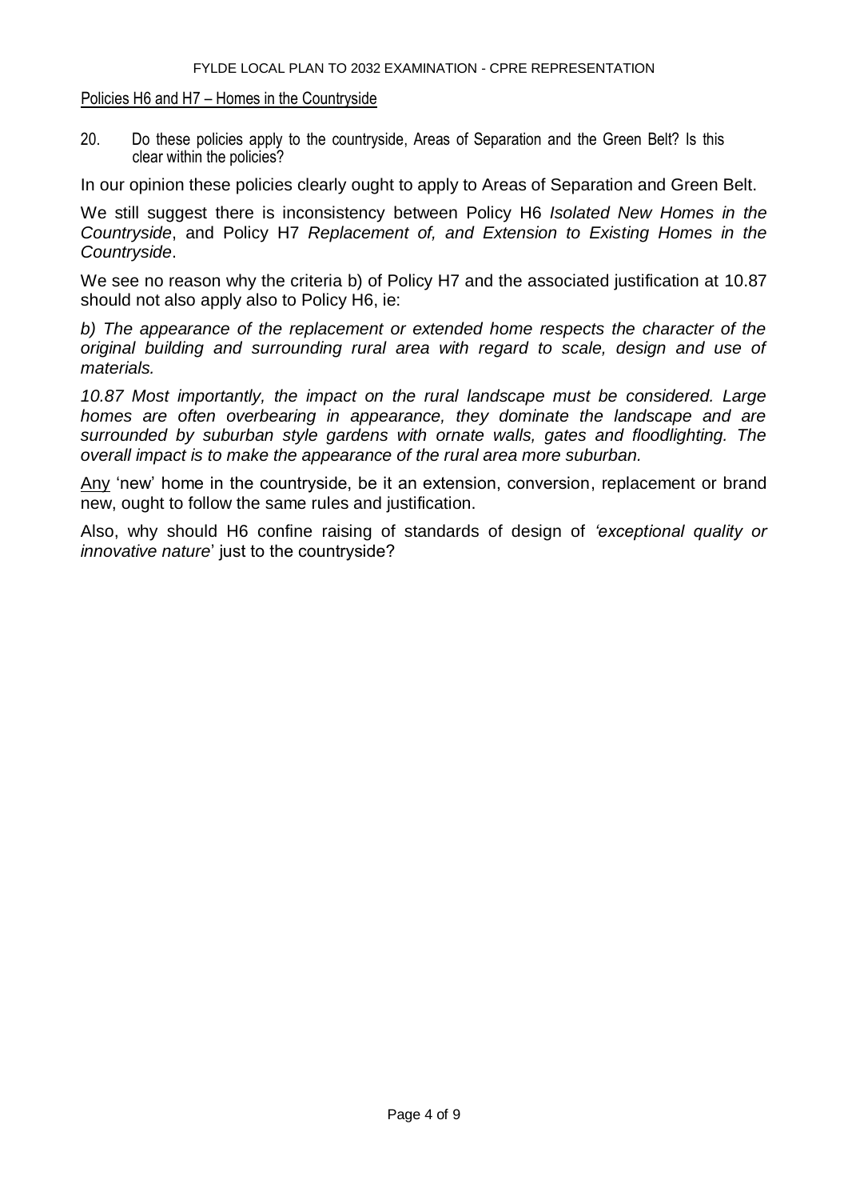Policies H6 and H7 – Homes in the Countryside

20. Do these policies apply to the countryside, Areas of Separation and the Green Belt? Is this clear within the policies?

In our opinion these policies clearly ought to apply to Areas of Separation and Green Belt.

We still suggest there is inconsistency between Policy H6 *Isolated New Homes in the Countryside*, and Policy H7 *Replacement of, and Extension to Existing Homes in the Countryside*.

We see no reason why the criteria b) of Policy H7 and the associated justification at 10.87 should not also apply also to Policy H6, ie:

*b) The appearance of the replacement or extended home respects the character of the original building and surrounding rural area with regard to scale, design and use of materials.*

*10.87 Most importantly, the impact on the rural landscape must be considered. Large homes are often overbearing in appearance, they dominate the landscape and are surrounded by suburban style gardens with ornate walls, gates and floodlighting. The overall impact is to make the appearance of the rural area more suburban.*

Any 'new' home in the countryside, be it an extension, conversion, replacement or brand new, ought to follow the same rules and justification.

Also, why should H6 confine raising of standards of design of *'exceptional quality or innovative nature*' just to the countryside?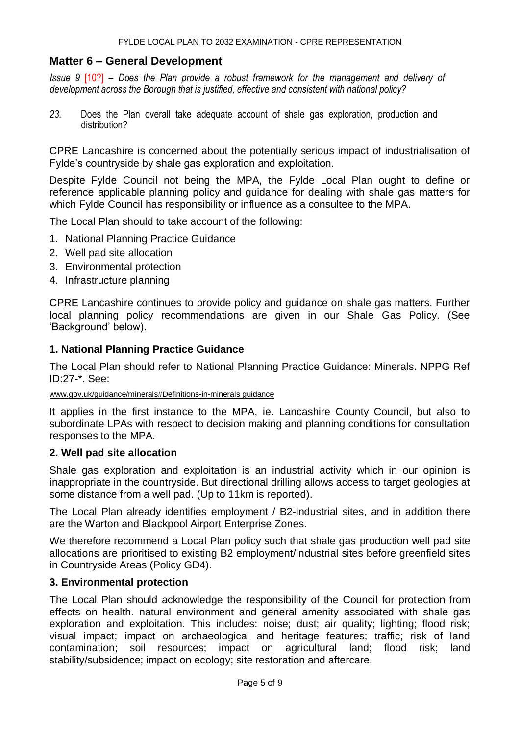## Matter 6 – General Development

*Issue 9* [10?] *– Does the Plan provide a robust framework for the management and delivery of development across the Borough that is justified, effective and consistent with national policy?*

*23.* Does the Plan overall take adequate account of shale gas exploration, production and distribution?

CPRE Lancashire is concerned about the potentially serious impact of industrialisation of Fylde's countryside by shale gas exploration and exploitation.

Despite Fylde Council not being the MPA, the Fylde Local Plan ought to define or reference applicable planning policy and guidance for dealing with shale gas matters for which Fylde Council has responsibility or influence as a consultee to the MPA.

The Local Plan should to take account of the following:

1. National Planning Practice Guidance
2. Well pad site allocation
3. Environmental protection
4. Infrastructure planning

CPRE Lancashire continues to provide policy and guidance on shale gas matters. Further local planning policy recommendations are given in our Shale Gas Policy. (See 'Background' below).

### 1. National Planning Practice Guidance

The Local Plan should refer to National Planning Practice Guidance: Minerals. NPPG Ref ID:27-*. See:

www.gov.uk/guidance/minerals#Definitions-in-minerals guidance

It applies in the first instance to the MPA, ie. Lancashire County Council, but also to subordinate LPAs with respect to decision making and planning conditions for consultation responses to the MPA.

### 2. Well pad site allocation

Shale gas exploration and exploitation is an industrial activity which in our opinion is inappropriate in the countryside. But directional drilling allows access to target geologies at some distance from a well pad. (Up to 11km is reported).

The Local Plan already identifies employment / B2-industrial sites, and in addition there are the Warton and Blackpool Airport Enterprise Zones.

We therefore recommend a Local Plan policy such that shale gas production well pad site allocations are prioritised to existing B2 employment/industrial sites before greenfield sites in Countryside Areas (Policy GD4).

### 3. Environmental protection

The Local Plan should acknowledge the responsibility of the Council for protection from effects on health. natural environment and general amenity associated with shale gas exploration and exploitation. This includes: noise; dust; air quality; lighting; flood risk; visual impact; impact on archaeological and heritage features; traffic; risk of land contamination; soil resources; impact on agricultural land; flood risk; land stability/subsidence; impact on ecology; site restoration and aftercare.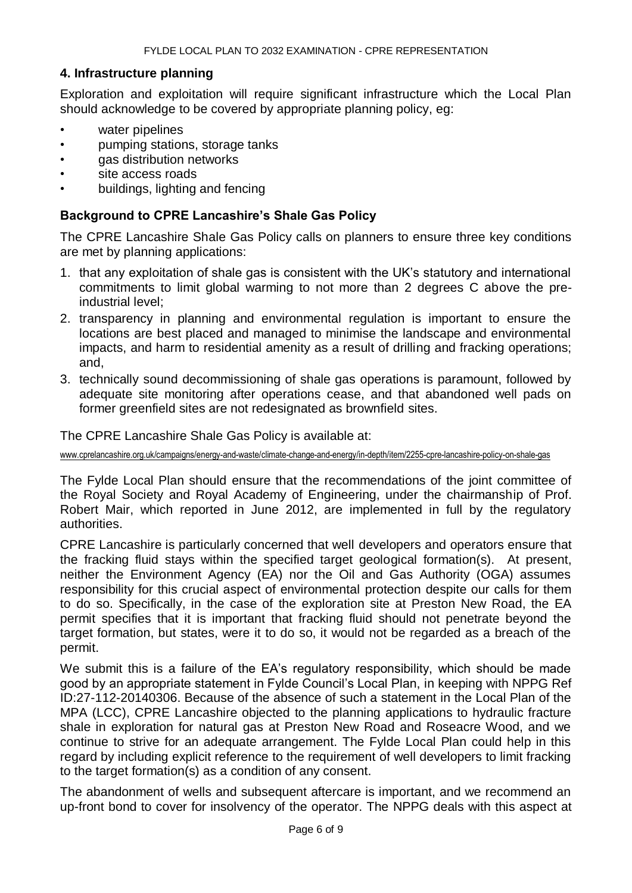## 4. Infrastructure planning

Exploration and exploitation will require significant infrastructure which the Local Plan should acknowledge to be covered by appropriate planning policy, eg:

- water pipelines
- pumping stations, storage tanks
- gas distribution networks
- site access roads
- buildings, lighting and fencing

### Background to CPRE Lancashire's Shale Gas Policy

The CPRE Lancashire Shale Gas Policy calls on planners to ensure three key conditions are met by planning applications:

1. that any exploitation of shale gas is consistent with the UK's statutory and international commitments to limit global warming to not more than 2 degrees C above the pre-industrial level;
2. transparency in planning and environmental regulation is important to ensure the locations are best placed and managed to minimise the landscape and environmental impacts, and harm to residential amenity as a result of drilling and fracking operations; and,
3. technically sound decommissioning of shale gas operations is paramount, followed by adequate site monitoring after operations cease, and that abandoned well pads on former greenfield sites are not redesignated as brownfield sites.

The CPRE Lancashire Shale Gas Policy is available at:

www.cprelancashire.org.uk/campaigns/energy-and-waste/climate-change-and-energy/in-depth/item/2255-cpre-lancashire-policy-on-shale-gas

The Fylde Local Plan should ensure that the recommendations of the joint committee of the Royal Society and Royal Academy of Engineering, under the chairmanship of Prof. Robert Mair, which reported in June 2012, are implemented in full by the regulatory authorities.

CPRE Lancashire is particularly concerned that well developers and operators ensure that the fracking fluid stays within the specified target geological formation(s). At present, neither the Environment Agency (EA) nor the Oil and Gas Authority (OGA) assumes responsibility for this crucial aspect of environmental protection despite our calls for them to do so. Specifically, in the case of the exploration site at Preston New Road, the EA permit specifies that it is important that fracking fluid should not penetrate beyond the target formation, but states, were it to do so, it would not be regarded as a breach of the permit.

We submit this is a failure of the EA's regulatory responsibility, which should be made good by an appropriate statement in Fylde Council's Local Plan, in keeping with NPPG Ref ID:27-112-20140306. Because of the absence of such a statement in the Local Plan of the MPA (LCC), CPRE Lancashire objected to the planning applications to hydraulic fracture shale in exploration for natural gas at Preston New Road and Roseacre Wood, and we continue to strive for an adequate arrangement. The Fylde Local Plan could help in this regard by including explicit reference to the requirement of well developers to limit fracking to the target formation(s) as a condition of any consent.

The abandonment of wells and subsequent aftercare is important, and we recommend an up-front bond to cover for insolvency of the operator. The NPPG deals with this aspect at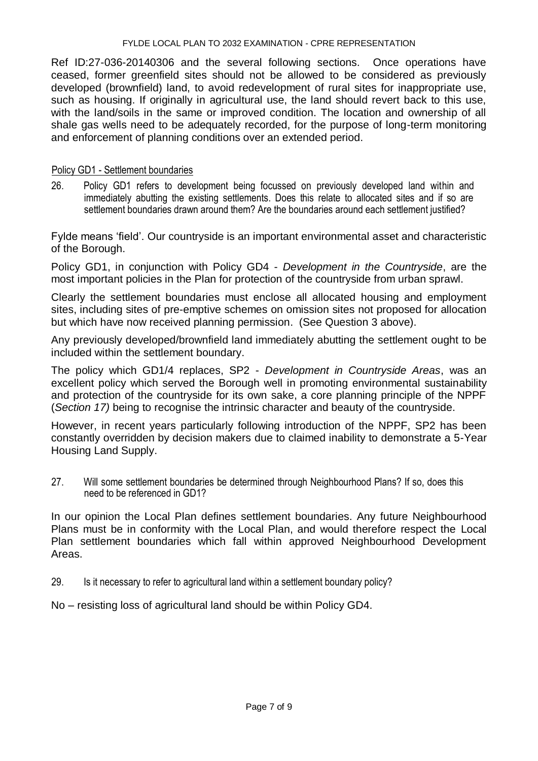Ref ID:27-036-20140306 and the several following sections. Once operations have ceased, former greenfield sites should not be allowed to be considered as previously developed (brownfield) land, to avoid redevelopment of rural sites for inappropriate use, such as housing. If originally in agricultural use, the land should revert back to this use, with the land/soils in the same or improved condition. The location and ownership of all shale gas wells need to be adequately recorded, for the purpose of long-term monitoring and enforcement of planning conditions over an extended period.

## Policy GD1 - Settlement boundaries

26. Policy GD1 refers to development being focussed on previously developed land within and immediately abutting the existing settlements. Does this relate to allocated sites and if so are settlement boundaries drawn around them? Are the boundaries around each settlement justified?

Fylde means 'field'. Our countryside is an important environmental asset and characteristic of the Borough.

Policy GD1, in conjunction with Policy GD4 - *Development in the Countryside*, are the most important policies in the Plan for protection of the countryside from urban sprawl.

Clearly the settlement boundaries must enclose all allocated housing and employment sites, including sites of pre-emptive schemes on omission sites not proposed for allocation but which have now received planning permission. (See Question 3 above).

Any previously developed/brownfield land immediately abutting the settlement ought to be included within the settlement boundary.

The policy which GD1/4 replaces, SP2 - *Development in Countryside Areas*, was an excellent policy which served the Borough well in promoting environmental sustainability and protection of the countryside for its own sake, a core planning principle of the NPPF (*Section 17)* being to recognise the intrinsic character and beauty of the countryside.

However, in recent years particularly following introduction of the NPPF, SP2 has been constantly overridden by decision makers due to claimed inability to demonstrate a 5-Year Housing Land Supply.

27. Will some settlement boundaries be determined through Neighbourhood Plans? If so, does this need to be referenced in GD1?

In our opinion the Local Plan defines settlement boundaries. Any future Neighbourhood Plans must be in conformity with the Local Plan, and would therefore respect the Local Plan settlement boundaries which fall within approved Neighbourhood Development Areas.

29. Is it necessary to refer to agricultural land within a settlement boundary policy?

No – resisting loss of agricultural land should be within Policy GD4.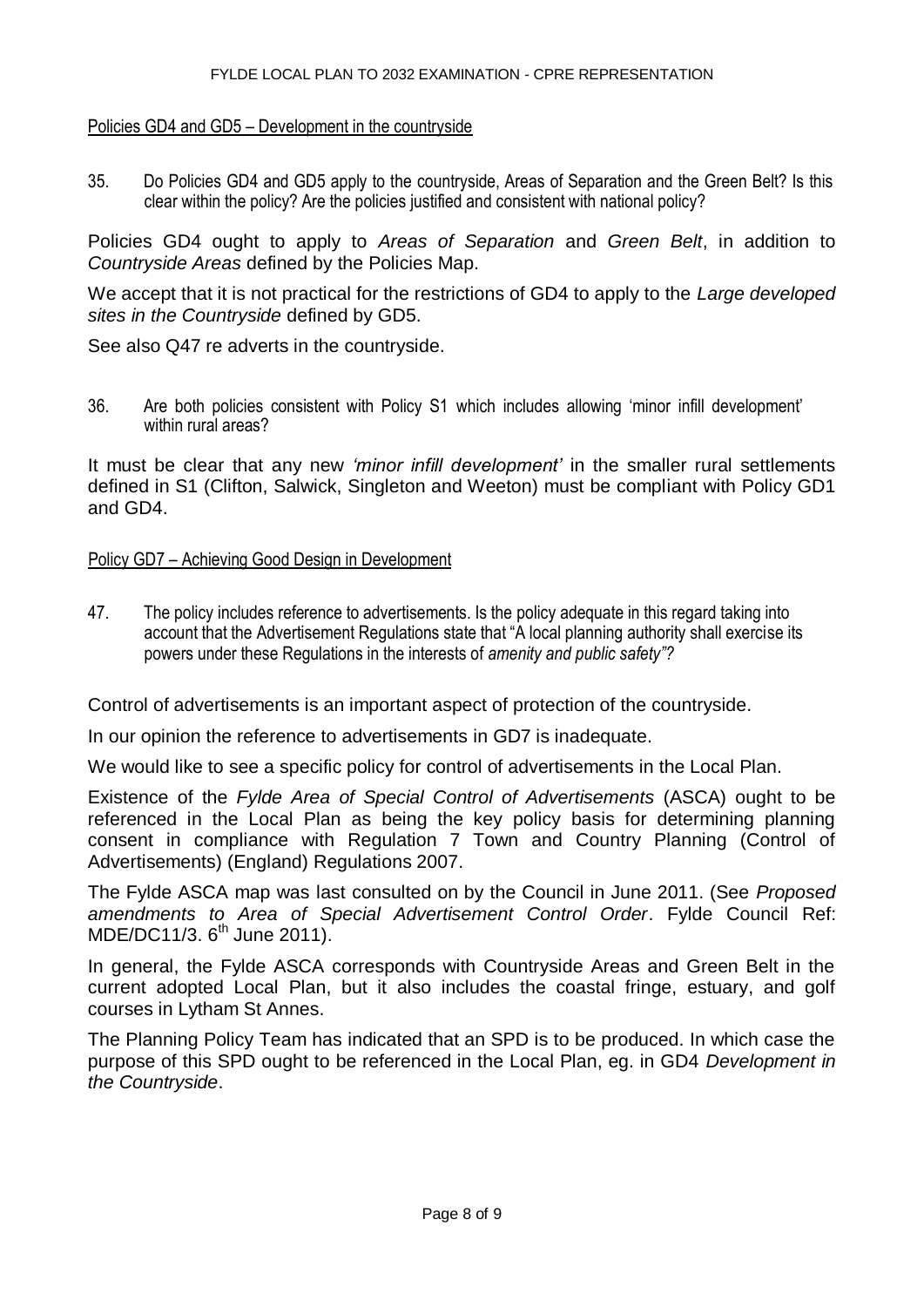### Policies GD4 and GD5 – Development in the countryside

35. Do Policies GD4 and GD5 apply to the countryside, Areas of Separation and the Green Belt? Is this clear within the policy? Are the policies justified and consistent with national policy?

Policies GD4 ought to apply to *Areas of Separation* and *Green Belt*, in addition to *Countryside Areas* defined by the Policies Map.

We accept that it is not practical for the restrictions of GD4 to apply to the *Large developed sites in the Countryside* defined by GD5.

See also Q47 re adverts in the countryside.

36. Are both policies consistent with Policy S1 which includes allowing 'minor infill development' within rural areas?

It must be clear that any new *'minor infill development'* in the smaller rural settlements defined in S1 (Clifton, Salwick, Singleton and Weeton) must be compliant with Policy GD1 and GD4.

### Policy GD7 – Achieving Good Design in Development

47. The policy includes reference to advertisements. Is the policy adequate in this regard taking into account that the Advertisement Regulations state that "A local planning authority shall exercise its powers under these Regulations in the interests of *amenity and public safety"?*

Control of advertisements is an important aspect of protection of the countryside.

In our opinion the reference to advertisements in GD7 is inadequate.

We would like to see a specific policy for control of advertisements in the Local Plan.

Existence of the *Fylde Area of Special Control of Advertisements* (ASCA) ought to be referenced in the Local Plan as being the key policy basis for determining planning consent in compliance with Regulation 7 Town and Country Planning (Control of Advertisements) (England) Regulations 2007.

The Fylde ASCA map was last consulted on by the Council in June 2011. (See *Proposed amendments to Area of Special Advertisement Control Order*. Fylde Council Ref: MDE/DC11/3. 6th June 2011).

In general, the Fylde ASCA corresponds with Countryside Areas and Green Belt in the current adopted Local Plan, but it also includes the coastal fringe, estuary, and golf courses in Lytham St Annes.

The Planning Policy Team has indicated that an SPD is to be produced. In which case the purpose of this SPD ought to be referenced in the Local Plan, eg. in GD4 *Development in the Countryside*.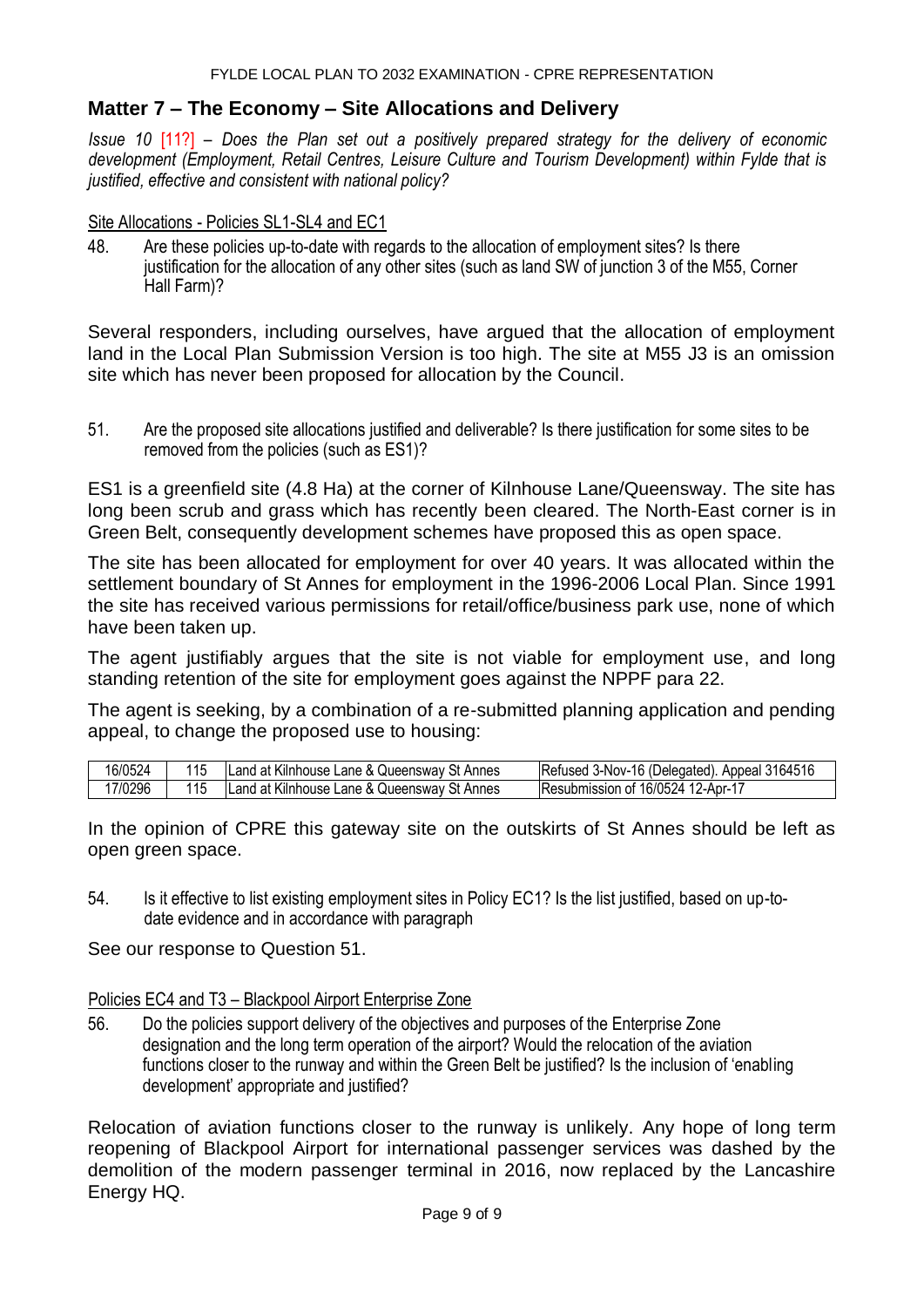## Matter 7 – The Economy – Site Allocations and Delivery

*Issue 10* [11?] – *Does the Plan set out a positively prepared strategy for the delivery of economic development (Employment, Retail Centres, Leisure Culture and Tourism Development) within Fylde that is justified, effective and consistent with national policy?*

Site Allocations - Policies SL1-SL4 and EC1

48. Are these policies up-to-date with regards to the allocation of employment sites? Is there justification for the allocation of any other sites (such as land SW of junction 3 of the M55, Corner Hall Farm)?

Several responders, including ourselves, have argued that the allocation of employment land in the Local Plan Submission Version is too high. The site at M55 J3 is an omission site which has never been proposed for allocation by the Council.

51. Are the proposed site allocations justified and deliverable? Is there justification for some sites to be removed from the policies (such as ES1)?

ES1 is a greenfield site (4.8 Ha) at the corner of Kilnhouse Lane/Queensway. The site has long been scrub and grass which has recently been cleared. The North-East corner is in Green Belt, consequently development schemes have proposed this as open space.

The site has been allocated for employment for over 40 years. It was allocated within the settlement boundary of St Annes for employment in the 1996-2006 Local Plan. Since 1991 the site has received various permissions for retail/office/business park use, none of which have been taken up.

The agent justifiably argues that the site is not viable for employment use, and long standing retention of the site for employment goes against the NPPF para 22.

The agent is seeking, by a combination of a re-submitted planning application and pending appeal, to change the proposed use to housing:

| | | | |
|---|---|---|---|
| 16/0524 | 115 | Land at Kilnhouse Lane & Queensway St Annes | Refused 3-Nov-16 (Delegated). Appeal 3164516 |
| 17/0296 | 115 | Land at Kilnhouse Lane & Queensway St Annes | Resubmission of 16/0524 12-Apr-17 |

In the opinion of CPRE this gateway site on the outskirts of St Annes should be left as open green space.

54. Is it effective to list existing employment sites in Policy EC1? Is the list justified, based on up-to-date evidence and in accordance with paragraph

See our response to Question 51.

Policies EC4 and T3 – Blackpool Airport Enterprise Zone

56. Do the policies support delivery of the objectives and purposes of the Enterprise Zone designation and the long term operation of the airport? Would the relocation of the aviation functions closer to the runway and within the Green Belt be justified? Is the inclusion of 'enabling development' appropriate and justified?

Relocation of aviation functions closer to the runway is unlikely. Any hope of long term reopening of Blackpool Airport for international passenger services was dashed by the demolition of the modern passenger terminal in 2016, now replaced by the Lancashire Energy HQ.